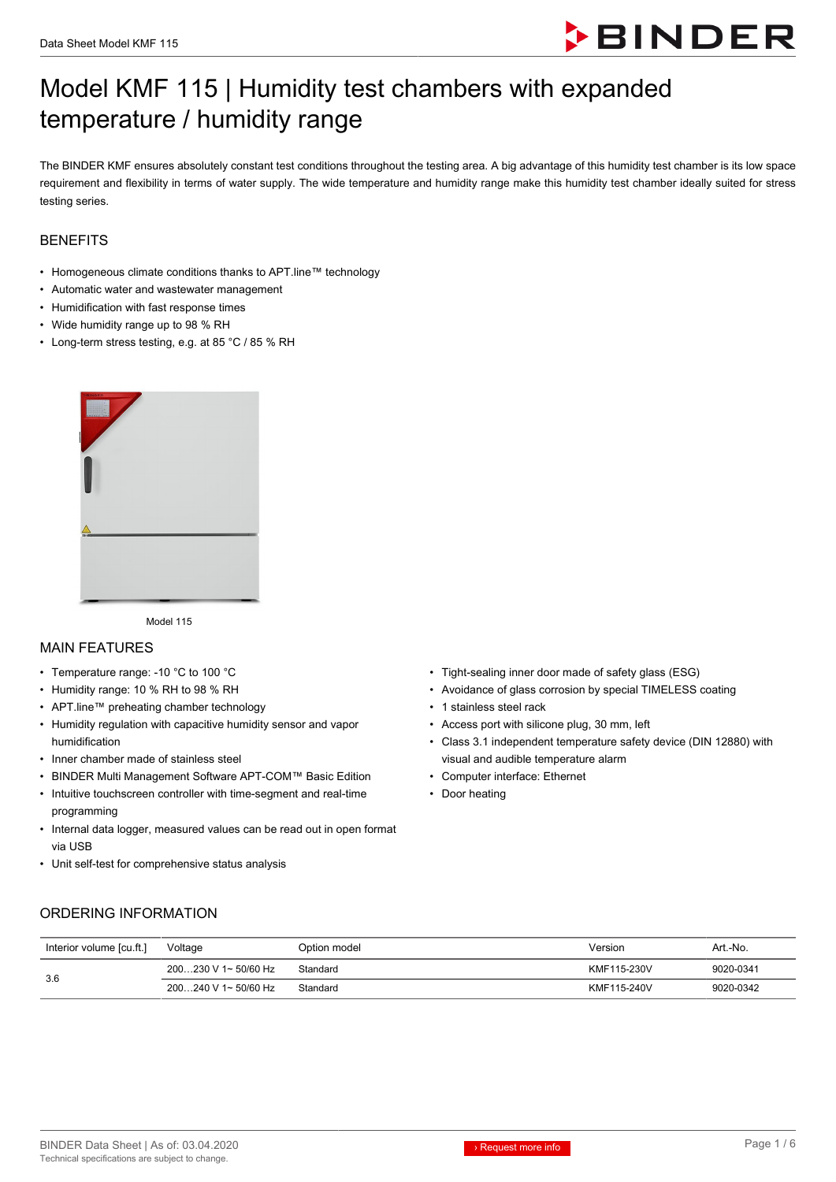# Model KMF 115 | Humidity test chambers with expanded temperature / humidity range

The BINDER KMF ensures absolutely constant test conditions throughout the testing area. A big advantage of this humidity test chamber is its low space requirement and flexibility in terms of water supply. The wide temperature and humidity range make this humidity test chamber ideally suited for stress testing series.

## BENEFITS

- Homogeneous climate conditions thanks to APT.line™ technology
- Automatic water and wastewater management
- Humidification with fast response times
- Wide humidity range up to 98 % RH
- Long-term stress testing, e.g. at 85 °C / 85 % RH

Model 115

## MAIN FEATURES

- Temperature range: -10 °C to 100 °C
- Humidity range: 10 % RH to 98 % RH
- APT.line™ preheating chamber technology
- Humidity regulation with capacitive humidity sensor and vapor humidification
- Inner chamber made of stainless steel
- BINDER Multi Management Software APT-COM™ Basic Edition
- Intuitive touchscreen controller with time-segment and real-time programming
- Internal data logger, measured values can be read out in open format via USB
- Unit self-test for comprehensive status analysis
- Tight-sealing inner door made of safety glass (ESG)
- Avoidance of glass corrosion by special TIMELESS coating
- 1 stainless steel rack
- Access port with silicone plug, 30 mm, left
- Class 3.1 independent temperature safety device (DIN 12880) with visual and audible temperature alarm
- Computer interface: Ethernet
- Door heating

## ORDERING INFORMATION

| Interior volume [cu.ft.] | Voltage | Option model | Version | Art.-No. |
|---|---|---|---|---|
| 3.6 | 200…230 V 1~ 50/60 Hz | Standard | KMF115-230V | 9020-0341 |
| | 200…240 V 1~ 50/60 Hz | Standard | KMF115-240V | 9020-0342 |

BINDER Data Sheet | As of: 03.04.2020
Technical specifications are subject to change.

› Request more info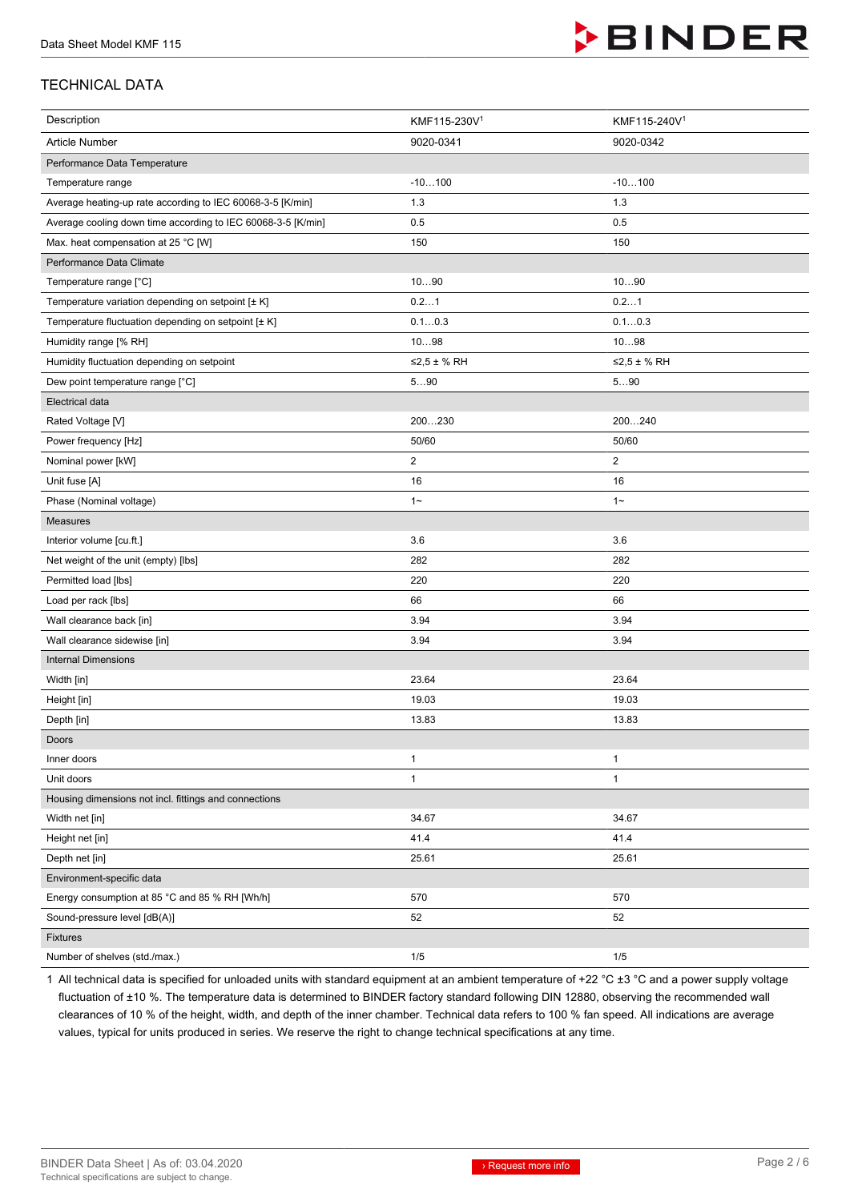## TECHNICAL DATA

| Description | KMF115-230V[1] | KMF115-240V[1] |
|---|---|---|
| Article Number | 9020-0341 | 9020-0342 |
| Performance Data Temperature | | |
| Temperature range | -10…100 | -10…100 |
| Average heating-up rate according to IEC 60068-3-5 [K/min] | 1.3 | 1.3 |
| Average cooling down time according to IEC 60068-3-5 [K/min] | 0.5 | 0.5 |
| Max. heat compensation at 25 °C [W] | 150 | 150 |
| Performance Data Climate | | |
| Temperature range [°C] | 10…90 | 10…90 |
| Temperature variation depending on setpoint [± K] | 0.2…1 | 0.2…1 |
| Temperature fluctuation depending on setpoint [± K] | 0.1…0.3 | 0.1…0.3 |
| Humidity range [% RH] | 10…98 | 10…98 |
| Humidity fluctuation depending on setpoint | ≤2,5 ± % RH | ≤2,5 ± % RH |
| Dew point temperature range [°C] | 5…90 | 5…90 |
| Electrical data | | |
| Rated Voltage [V] | 200…230 | 200…240 |
| Power frequency [Hz] | 50/60 | 50/60 |
| Nominal power [kW] | 2 | 2 |
| Unit fuse [A] | 16 | 16 |
| Phase (Nominal voltage) | 1~ | 1~ |
| Measures | | |
| Interior volume [cu.ft.] | 3.6 | 3.6 |
| Net weight of the unit (empty) [lbs] | 282 | 282 |
| Permitted load [lbs] | 220 | 220 |
| Load per rack [lbs] | 66 | 66 |
| Wall clearance back [in] | 3.94 | 3.94 |
| Wall clearance sidewise [in] | 3.94 | 3.94 |
| Internal Dimensions | | |
| Width [in] | 23.64 | 23.64 |
| Height [in] | 19.03 | 19.03 |
| Depth [in] | 13.83 | 13.83 |
| Doors | | |
| Inner doors | 1 | 1 |
| Unit doors | 1 | 1 |
| Housing dimensions not incl. fittings and connections | | |
| Width net [in] | 34.67 | 34.67 |
| Height net [in] | 41.4 | 41.4 |
| Depth net [in] | 25.61 | 25.61 |
| Environment-specific data | | |
| Energy consumption at 85 °C and 85 % RH [Wh/h] | 570 | 570 |
| Sound-pressure level [dB(A)] | 52 | 52 |
| Fixtures | | |
| Number of shelves (std./max.) | 1/5 | 1/5 |

1 All technical data is specified for unloaded units with standard equipment at an ambient temperature of +22 °C ±3 °C and a power supply voltage fluctuation of ±10 %. The temperature data is determined to BINDER factory standard following DIN 12880, observing the recommended wall clearances of 10 % of the height, width, and depth of the inner chamber. Technical data refers to 100 % fan speed. All indications are average values, typical for units produced in series. We reserve the right to change technical specifications at any time.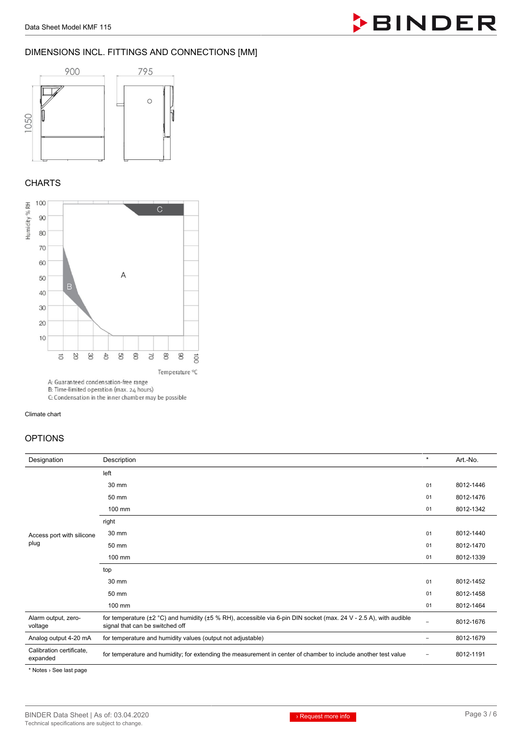## DIMENSIONS INCL. FITTINGS AND CONNECTIONS [MM]

900

795

1050

## CHARTS

Humidity % RH

100
90
80
70
60
50
40
30
20
10

10 20 30 40 50 60 70 80 90 100

Temperature °C

A

B

C

A: Guaranteed condensation-free range
B: Time-limited operation (max. 24 hours)
C: Condensation in the inner chamber may be possible

Climate chart

## OPTIONS

| Designation | Description | * | Art.-No. |
|---|---|---|---|
| Access port with silicone plug | left | | |
| | 30 mm | 01 | 8012-1446 |
| | 50 mm | 01 | 8012-1476 |
| | 100 mm | 01 | 8012-1342 |
| | right | | |
| | 30 mm | 01 | 8012-1440 |
| | 50 mm | 01 | 8012-1470 |
| | 100 mm | 01 | 8012-1339 |
| | top | | |
| | 30 mm | 01 | 8012-1452 |
| | 50 mm | 01 | 8012-1458 |
| | 100 mm | 01 | 8012-1464 |
| Alarm output, zero-voltage | for temperature (±2 °C) and humidity (±5 % RH), accessible via 6-pin DIN socket (max. 24 V - 2.5 A), with audible signal that can be switched off | – | 8012-1676 |
| Analog output 4-20 mA | for temperature and humidity values (output not adjustable) | – | 8012-1679 |
| Calibration certificate, expanded | for temperature and humidity; for extending the measurement in center of chamber to include another test value | – | 8012-1191 |

* Notes › See last page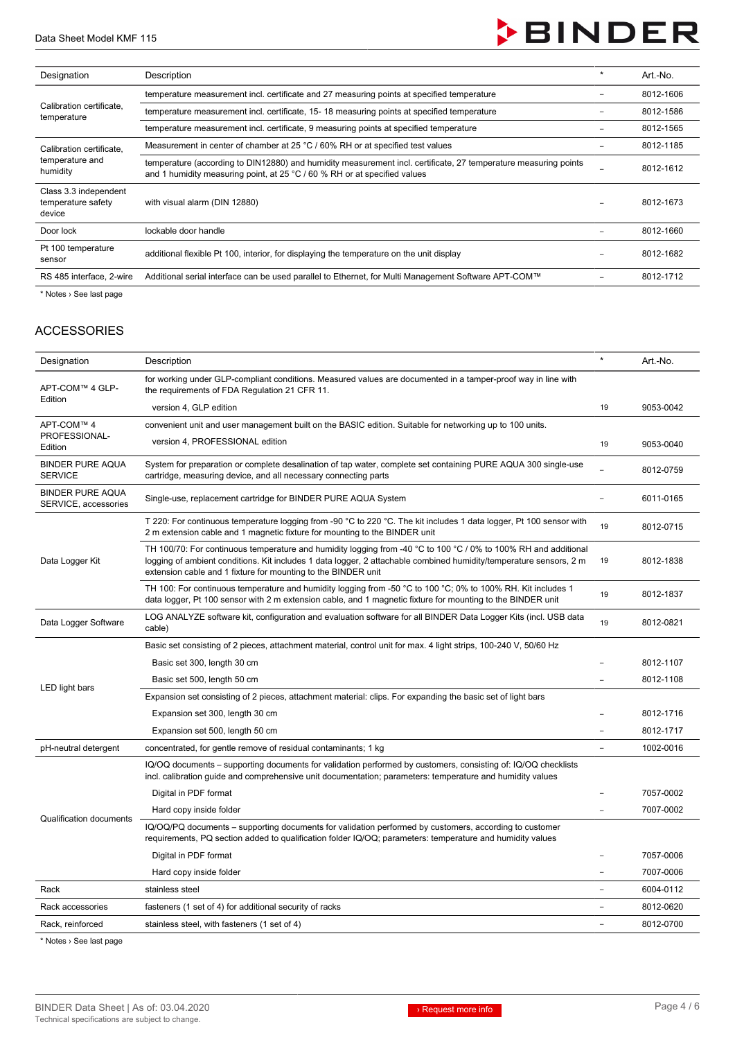| Designation | Description | * | Art.-No. |
| --- | --- | --- | --- |
| Calibration certificate, temperature | temperature measurement incl. certificate and 27 measuring points at specified temperature | – | 8012-1606 |
| | temperature measurement incl. certificate, 15- 18 measuring points at specified temperature | – | 8012-1586 |
| | temperature measurement incl. certificate, 9 measuring points at specified temperature | – | 8012-1565 |
| Calibration certificate, temperature and humidity | Measurement in center of chamber at 25 °C / 60% RH or at specified test values | – | 8012-1185 |
| | temperature (according to DIN12880) and humidity measurement incl. certificate, 27 temperature measuring points and 1 humidity measuring point, at 25 °C / 60 % RH or at specified values | – | 8012-1612 |
| Class 3.3 independent temperature safety device | with visual alarm (DIN 12880) | – | 8012-1673 |
| Door lock | lockable door handle | – | 8012-1660 |
| Pt 100 temperature sensor | additional flexible Pt 100, interior, for displaying the temperature on the unit display | – | 8012-1682 |
| RS 485 interface, 2-wire | Additional serial interface can be used parallel to Ethernet, for Multi Management Software APT-COM™ | – | 8012-1712 |

* Notes › See last page

## ACCESSORIES

| Designation | Description | * | Art.-No. |
| --- | --- | --- | --- |
| APT-COM™ 4 GLP-Edition | for working under GLP-compliant conditions. Measured values are documented in a tamper-proof way in line with the requirements of FDA Regulation 21 CFR 11. | | |
| | version 4, GLP edition | 19 | 9053-0042 |
| APT-COM™ 4 PROFESSIONAL-Edition | convenient unit and user management built on the BASIC edition. Suitable for networking up to 100 units. | | |
| | version 4, PROFESSIONAL edition | 19 | 9053-0040 |
| BINDER PURE AQUA SERVICE | System for preparation or complete desalination of tap water, complete set containing PURE AQUA 300 single-use cartridge, measuring device, and all necessary connecting parts | – | 8012-0759 |
| BINDER PURE AQUA SERVICE, accessories | Single-use, replacement cartridge for BINDER PURE AQUA System | – | 6011-0165 |
| Data Logger Kit | T 220: For continuous temperature logging from -90 °C to 220 °C. The kit includes 1 data logger, Pt 100 sensor with 2 m extension cable and 1 magnetic fixture for mounting to the BINDER unit | 19 | 8012-0715 |
| | TH 100/70: For continuous temperature and humidity logging from -40 °C to 100 °C / 0% to 100% RH and additional logging of ambient conditions. Kit includes 1 data logger, 2 attachable combined humidity/temperature sensors, 2 m extension cable and 1 fixture for mounting to the BINDER unit | 19 | 8012-1838 |
| | TH 100: For continuous temperature and humidity logging from -50 °C to 100 °C; 0% to 100% RH. Kit includes 1 data logger, Pt 100 sensor with 2 m extension cable, and 1 magnetic fixture for mounting to the BINDER unit | 19 | 8012-1837 |
| Data Logger Software | LOG ANALYZE software kit, configuration and evaluation software for all BINDER Data Logger Kits (incl. USB data cable) | 19 | 8012-0821 |
| LED light bars | Basic set consisting of 2 pieces, attachment material, control unit for max. 4 light strips, 100-240 V, 50/60 Hz | | |
| | Basic set 300, length 30 cm | – | 8012-1107 |
| | Basic set 500, length 50 cm | – | 8012-1108 |
| | Expansion set consisting of 2 pieces, attachment material: clips. For expanding the basic set of light bars | | |
| | Expansion set 300, length 30 cm | – | 8012-1716 |
| | Expansion set 500, length 50 cm | – | 8012-1717 |
| pH-neutral detergent | concentrated, for gentle remove of residual contaminants; 1 kg | – | 1002-0016 |
| Qualification documents | IQ/OQ documents – supporting documents for validation performed by customers, consisting of: IQ/OQ checklists incl. calibration guide and comprehensive unit documentation; parameters: temperature and humidity values | | |
| | Digital in PDF format | – | 7057-0002 |
| | Hard copy inside folder | – | 7007-0002 |
| | IQ/OQ/PQ documents – supporting documents for validation performed by customers, according to customer requirements, PQ section added to qualification folder IQ/OQ; parameters: temperature and humidity values | | |
| | Digital in PDF format | – | 7057-0006 |
| | Hard copy inside folder | – | 7007-0006 |
| Rack | stainless steel | – | 6004-0112 |
| Rack accessories | fasteners (1 set of 4) for additional security of racks | – | 8012-0620 |
| Rack, reinforced | stainless steel, with fasteners (1 set of 4) | – | 8012-0700 |

* Notes › See last page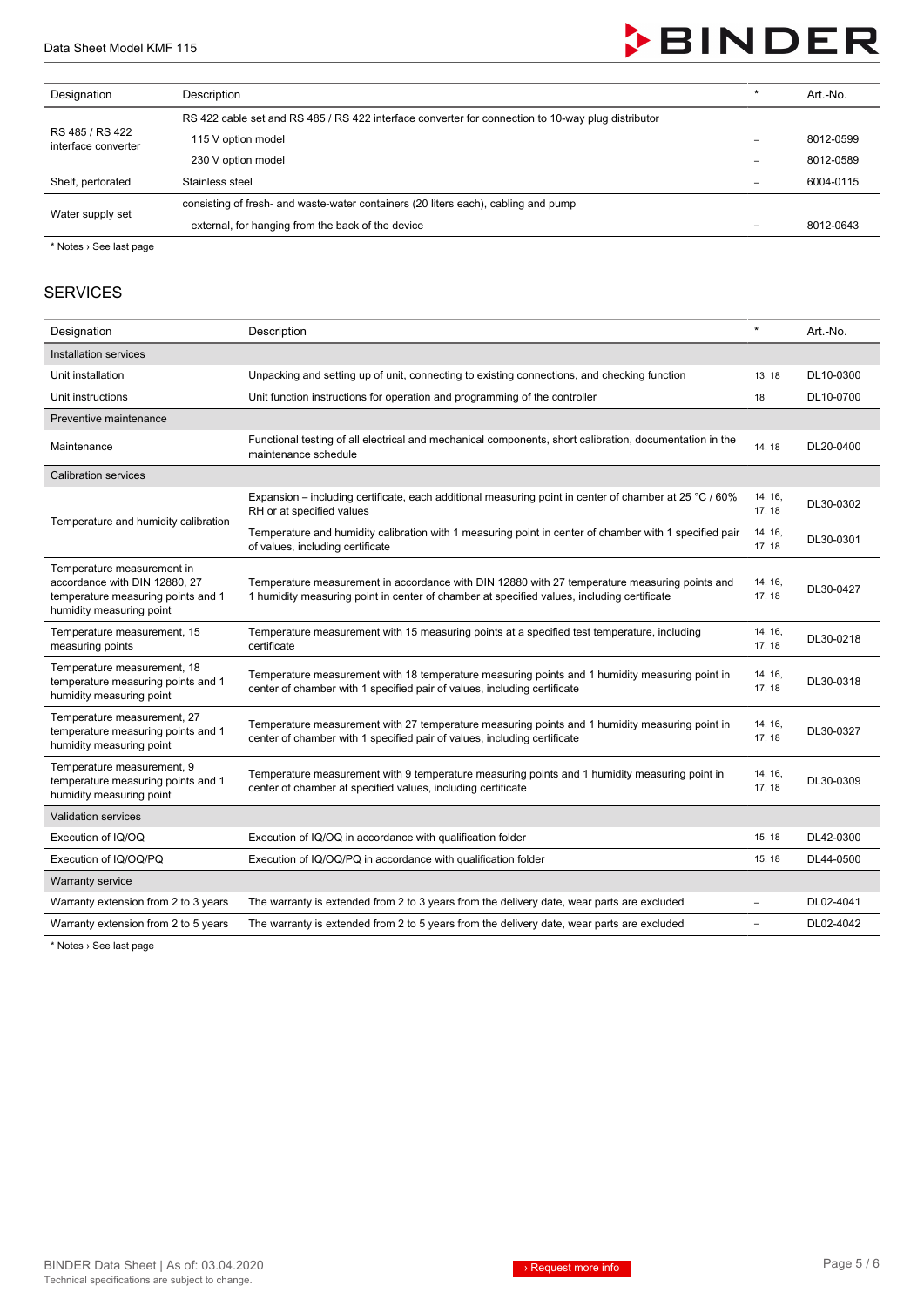| Designation | Description | * | Art.-No. |
|---|---|---|---|
| RS 485 / RS 422 interface converter | RS 422 cable set and RS 485 / RS 422 interface converter for connection to 10-way plug distributor | | |
| | 115 V option model | – | 8012-0599 |
| | 230 V option model | – | 8012-0589 |
| Shelf, perforated | Stainless steel | – | 6004-0115 |
| Water supply set | consisting of fresh- and waste-water containers (20 liters each), cabling and pump | | |
| | external, for hanging from the back of the device | – | 8012-0643 |

* Notes › See last page

## SERVICES

| Designation | Description | * | Art.-No. |
|---|---|---|---|
| Installation services | | | |
| Unit installation | Unpacking and setting up of unit, connecting to existing connections, and checking function | 13, 18 | DL10-0300 |
| Unit instructions | Unit function instructions for operation and programming of the controller | 18 | DL10-0700 |
| Preventive maintenance | | | |
| Maintenance | Functional testing of all electrical and mechanical components, short calibration, documentation in the maintenance schedule | 14, 18 | DL20-0400 |
| Calibration services | | | |
| Temperature and humidity calibration | Expansion – including certificate, each additional measuring point in center of chamber at 25 °C / 60% RH or at specified values | 14, 16, 17, 18 | DL30-0302 |
| | Temperature and humidity calibration with 1 measuring point in center of chamber with 1 specified pair of values, including certificate | 14, 16, 17, 18 | DL30-0301 |
| Temperature measurement in accordance with DIN 12880, 27 temperature measuring points and 1 humidity measuring point | Temperature measurement in accordance with DIN 12880 with 27 temperature measuring points and 1 humidity measuring point in center of chamber at specified values, including certificate | 14, 16, 17, 18 | DL30-0427 |
| Temperature measurement, 15 measuring points | Temperature measurement with 15 measuring points at a specified test temperature, including certificate | 14, 16, 17, 18 | DL30-0218 |
| Temperature measurement, 18 temperature measuring points and 1 humidity measuring point | Temperature measurement with 18 temperature measuring points and 1 humidity measuring point in center of chamber with 1 specified pair of values, including certificate | 14, 16, 17, 18 | DL30-0318 |
| Temperature measurement, 27 temperature measuring points and 1 humidity measuring point | Temperature measurement with 27 temperature measuring points and 1 humidity measuring point in center of chamber with 1 specified pair of values, including certificate | 14, 16, 17, 18 | DL30-0327 |
| Temperature measurement, 9 temperature measuring points and 1 humidity measuring point | Temperature measurement with 9 temperature measuring points and 1 humidity measuring point in center of chamber at specified values, including certificate | 14, 16, 17, 18 | DL30-0309 |
| Validation services | | | |
| Execution of IQ/OQ | Execution of IQ/OQ in accordance with qualification folder | 15, 18 | DL42-0300 |
| Execution of IQ/OQ/PQ | Execution of IQ/OQ/PQ in accordance with qualification folder | 15, 18 | DL44-0500 |
| Warranty service | | | |
| Warranty extension from 2 to 3 years | The warranty is extended from 2 to 3 years from the delivery date, wear parts are excluded | – | DL02-4041 |
| Warranty extension from 2 to 5 years | The warranty is extended from 2 to 5 years from the delivery date, wear parts are excluded | – | DL02-4042 |

* Notes › See last page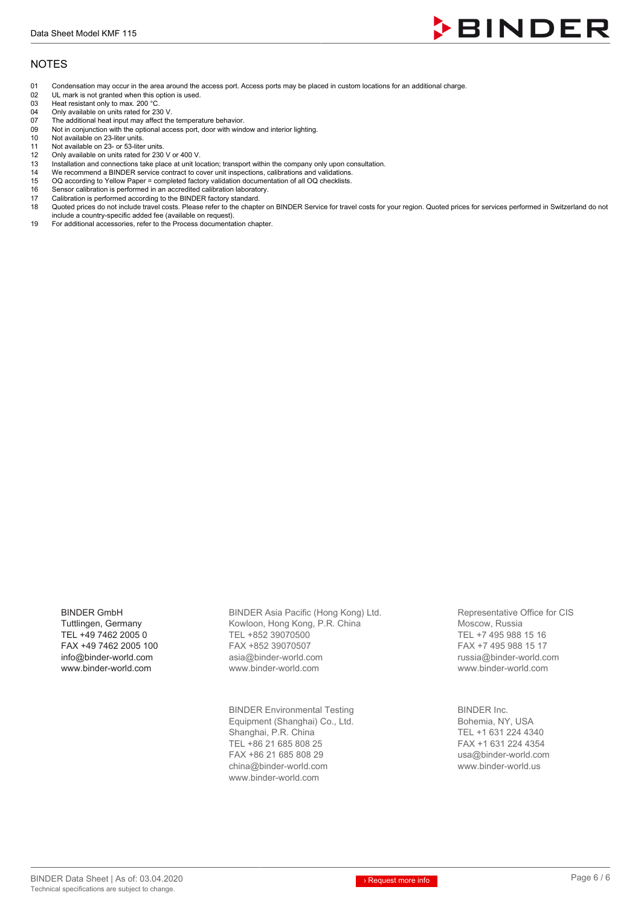## NOTES

| | |
|---|---|
| 01 | Condensation may occur in the area around the access port. Access ports may be placed in custom locations for an additional charge. |
| 02 | UL mark is not granted when this option is used. |
| 03 | Heat resistant only to max. 200 °C. |
| 04 | Only available on units rated for 230 V. |
| 07 | The additional heat input may affect the temperature behavior. |
| 09 | Not in conjunction with the optional access port, door with window and interior lighting. |
| 10 | Not available on 23-liter units. |
| 11 | Not available on 23- or 53-liter units. |
| 12 | Only available on units rated for 230 V or 400 V. |
| 13 | Installation and connections take place at unit location; transport within the company only upon consultation. |
| 14 | We recommend a BINDER service contract to cover unit inspections, calibrations and validations. |
| 15 | OQ according to Yellow Paper = completed factory validation documentation of all OQ checklists. |
| 16 | Sensor calibration is performed in an accredited calibration laboratory. |
| 17 | Calibration is performed according to the BINDER factory standard. |
| 18 | Quoted prices do not include travel costs. Please refer to the chapter on BINDER Service for travel costs for your region. Quoted prices for services performed in Switzerland do not include a country-specific added fee (available on request). |
| 19 | For additional accessories, refer to the Process documentation chapter. |

BINDER GmbH
Tuttlingen, Germany
TEL +49 7462 2005 0
FAX +49 7462 2005 100
info@binder-world.com
www.binder-world.com

BINDER Asia Pacific (Hong Kong) Ltd.
Kowloon, Hong Kong, P.R. China
TEL +852 39070500
FAX +852 39070507
asia@binder-world.com
www.binder-world.com

Representative Office for CIS
Moscow, Russia
TEL +7 495 988 15 16
FAX +7 495 988 15 17
russia@binder-world.com
www.binder-world.com

BINDER Environmental Testing Equipment (Shanghai) Co., Ltd.
Shanghai, P.R. China
TEL +86 21 685 808 25
FAX +86 21 685 808 29
china@binder-world.com
www.binder-world.com

BINDER Inc.
Bohemia, NY, USA
TEL +1 631 224 4340
FAX +1 631 224 4354
usa@binder-world.com
www.binder-world.us

BINDER Data Sheet | As of: 03.04.2020
Technical specifications are subject to change.

› Request more info